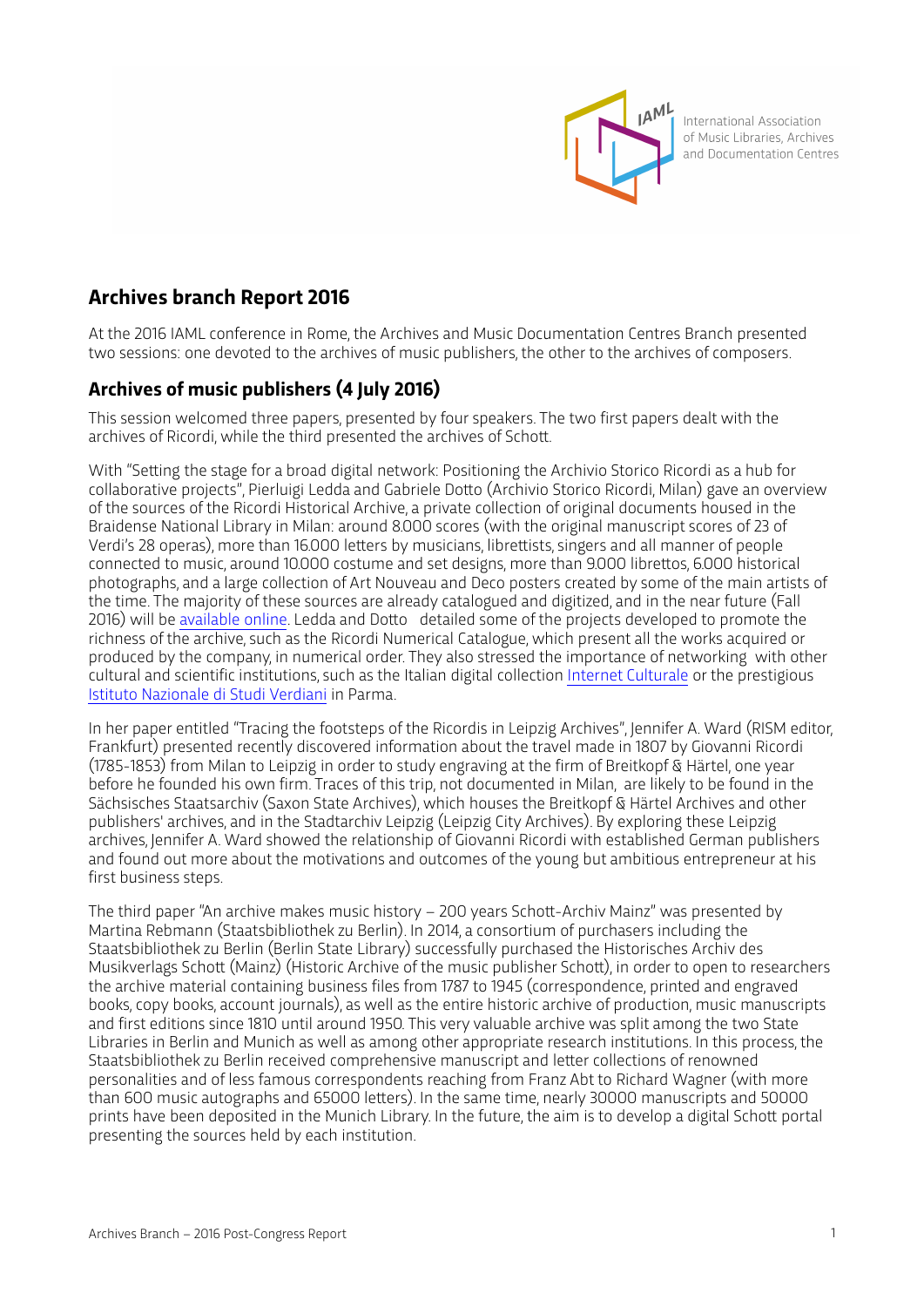International Association of Music Libraries, Archives and Documentation Centres

## Archives branch Report 2016

At the 2016 IAML conference in Rome, the Archives and Music Documentation Centres Branch presented two sessions: one devoted to the archives of music publishers, the other to the archives of composers.

### Archives of music publishers (4 July 2016)

This session welcomed three papers, presented by four speakers. The two first papers dealt with the archives of Ricordi, while the third presented the archives of Schott.

With "Setting the stage for a broad digital network: Positioning the Archivio Storico Ricordi as a hub for collaborative projects", Pierluigi Ledda and Gabriele Dotto (Archivio Storico Ricordi, Milan) gave an overview of the sources of the Ricordi Historical Archive, a private collection of original documents housed in the Braidense National Library in Milan: around 8.000 scores (with the original manuscript scores of 23 of Verdi's 28 operas), more than 16.000 letters by musicians, librettists, singers and all manner of people connected to music, around 10.000 costume and set designs, more than 9.000 librettos, 6.000 historical photographs, and a large collection of Art Nouveau and Deco posters created by some of the main artists of the time. The majority of these sources are already catalogued and digitized, and in the near future (Fall 2016) will be available online. Ledda and Dotto detailed some of the projects developed to promote the richness of the archive, such as the Ricordi Numerical Catalogue, which present all the works acquired or produced by the company, in numerical order. They also stressed the importance of networking with other cultural and scientific institutions, such as the Italian digital collection Internet Culturale or the prestigious Istituto Nazionale di Studi Verdiani in Parma.

In her paper entitled "Tracing the footsteps of the Ricordis in Leipzig Archives", Jennifer A. Ward (RISM editor, Frankfurt) presented recently discovered information about the travel made in 1807 by Giovanni Ricordi (1785-1853) from Milan to Leipzig in order to study engraving at the firm of Breitkopf & Härtel, one year before he founded his own firm. Traces of this trip, not documented in Milan, are likely to be found in the Sächsisches Staatsarchiv (Saxon State Archives), which houses the Breitkopf & Härtel Archives and other publishers' archives, and in the Stadtarchiv Leipzig (Leipzig City Archives). By exploring these Leipzig archives, Jennifer A. Ward showed the relationship of Giovanni Ricordi with established German publishers and found out more about the motivations and outcomes of the young but ambitious entrepreneur at his first business steps.

The third paper "An archive makes music history – 200 years Schott-Archiv Mainz" was presented by Martina Rebmann (Staatsbibliothek zu Berlin). In 2014, a consortium of purchasers including the Staatsbibliothek zu Berlin (Berlin State Library) successfully purchased the Historisches Archiv des Musikverlags Schott (Mainz) (Historic Archive of the music publisher Schott), in order to open to researchers the archive material containing business files from 1787 to 1945 (correspondence, printed and engraved books, copy books, account journals), as well as the entire historic archive of production, music manuscripts and first editions since 1810 until around 1950. This very valuable archive was split among the two State Libraries in Berlin and Munich as well as among other appropriate research institutions. In this process, the Staatsbibliothek zu Berlin received comprehensive manuscript and letter collections of renowned personalities and of less famous correspondents reaching from Franz Abt to Richard Wagner (with more than 600 music autographs and 65000 letters). In the same time, nearly 30000 manuscripts and 50000 prints have been deposited in the Munich Library. In the future, the aim is to develop a digital Schott portal presenting the sources held by each institution.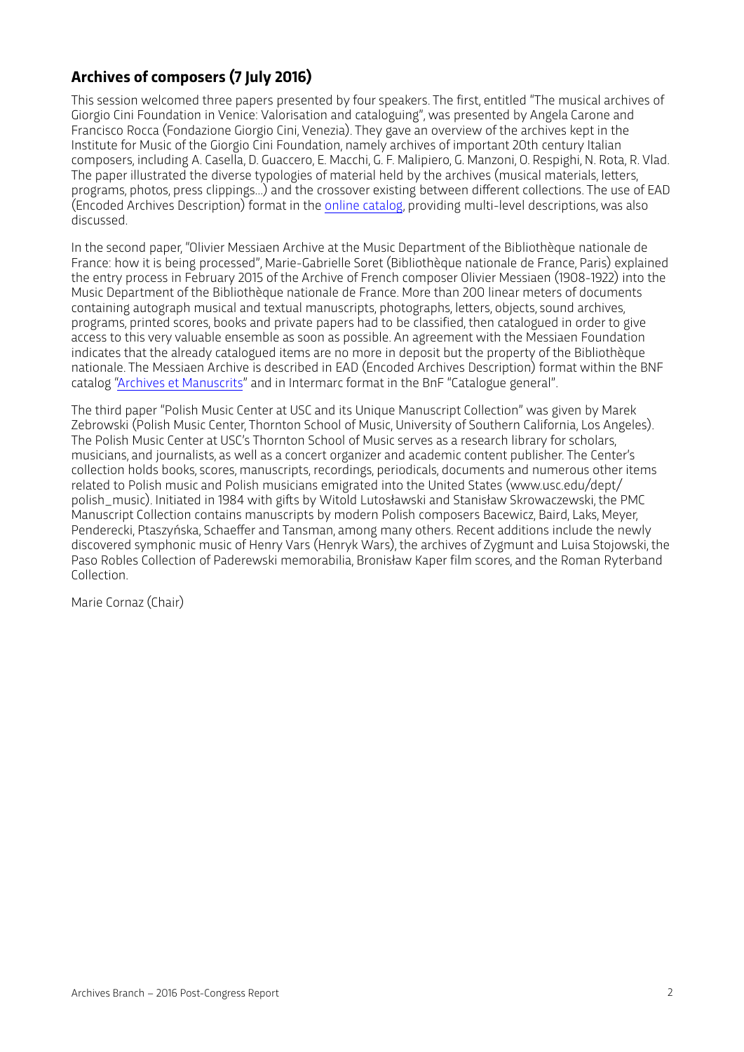## Archives of composers (7 July 2016)

This session welcomed three papers presented by four speakers. The first, entitled "The musical archives of Giorgio Cini Foundation in Venice: Valorisation and cataloguing", was presented by Angela Carone and Francisco Rocca (Fondazione Giorgio Cini, Venezia). They gave an overview of the archives kept in the Institute for Music of the Giorgio Cini Foundation, namely archives of important 20th century Italian composers, including A. Casella, D. Guaccero, E. Macchi, G. F. Malipiero, G. Manzoni, O. Respighi, N. Rota, R. Vlad. The paper illustrated the diverse typologies of material held by the archives (musical materials, letters, programs, photos, press clippings…) and the crossover existing between different collections. The use of EAD (Encoded Archives Description) format in the online catalog, providing multi-level descriptions, was also discussed.

In the second paper, "Olivier Messiaen Archive at the Music Department of the Bibliothèque nationale de France: how it is being processed", Marie-Gabrielle Soret (Bibliothèque nationale de France, Paris) explained the entry process in February 2015 of the Archive of French composer Olivier Messiaen (1908-1922) into the Music Department of the Bibliothèque nationale de France. More than 200 linear meters of documents containing autograph musical and textual manuscripts, photographs, letters, objects, sound archives, programs, printed scores, books and private papers had to be classified, then catalogued in order to give access to this very valuable ensemble as soon as possible. An agreement with the Messiaen Foundation indicates that the already catalogued items are no more in deposit but the property of the Bibliothèque nationale. The Messiaen Archive is described in EAD (Encoded Archives Description) format within the BNF catalog "Archives et Manuscrits" and in Intermarc format in the BnF "Catalogue general".

The third paper "Polish Music Center at USC and its Unique Manuscript Collection" was given by Marek Zebrowski (Polish Music Center, Thornton School of Music, University of Southern California, Los Angeles). The Polish Music Center at USC's Thornton School of Music serves as a research library for scholars, musicians, and journalists, as well as a concert organizer and academic content publisher. The Center's collection holds books, scores, manuscripts, recordings, periodicals, documents and numerous other items related to Polish music and Polish musicians emigrated into the United States (www.usc.edu/dept/polish_music). Initiated in 1984 with gifts by Witold Lutosławski and Stanisław Skrowaczewski, the PMC Manuscript Collection contains manuscripts by modern Polish composers Bacewicz, Baird, Laks, Meyer, Penderecki, Ptaszyńska, Schaeffer and Tansman, among many others. Recent additions include the newly discovered symphonic music of Henry Vars (Henryk Wars), the archives of Zygmunt and Luisa Stojowski, the Paso Robles Collection of Paderewski memorabilia, Bronisław Kaper film scores, and the Roman Ryterband Collection.

Marie Cornaz (Chair)